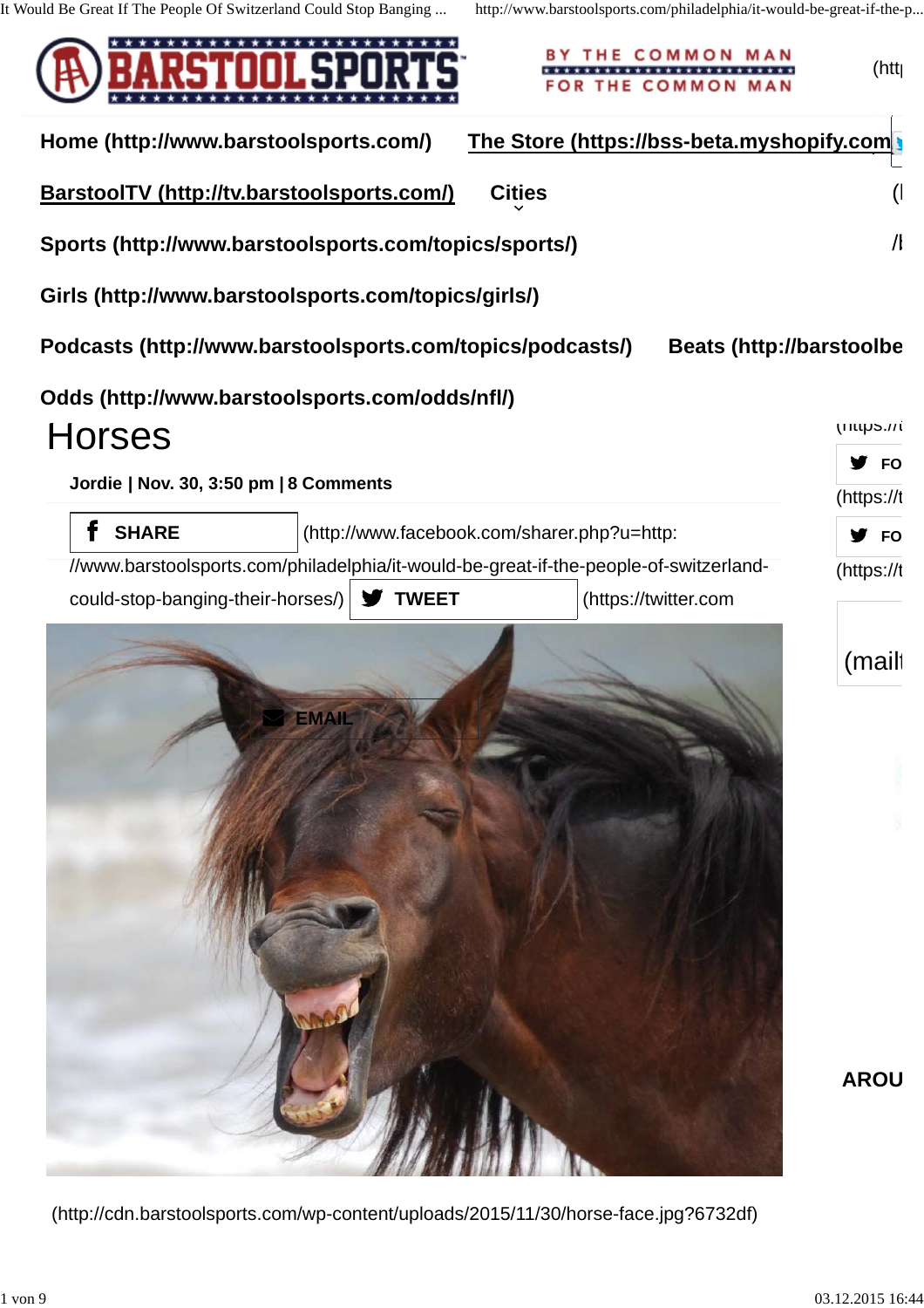BARSTOOL SPORTS

BY THE COMMON MAN FOR THE COMMON MAN

(htt

Home (http://www.barstoolsports.com/)

The Store (https://bss-beta.myshopify.com

BarstoolTV (http://tv.barstoolsports.com/)

Cities

Sports (http://www.barstoolsports.com/topics/sports/)

Girls (http://www.barstoolsports.com/topics/girls/)

Podcasts (http://www.barstoolsports.com/topics/podcasts/)

Beats (http://barstoolbe

Odds (http://www.barstoolsports.com/odds/nfl/)

# Horses

**Jordie | Nov. 30, 3:50 pm | 8 Comments**

**SHARE** (http://www.facebook.com/sharer.php?u=http://www.barstoolsports.com/philadelphia/it-would-be-great-if-the-people-of-switzerland-could-stop-banging-their-horses/) **TWEET** (https://twitter.com

**EMAIL**

(http://cdn.barstoolsports.com/wp-content/uploads/2015/11/30/horse-face.jpg?6732df)

FO (https://t

FO (https://t

(mail

AROU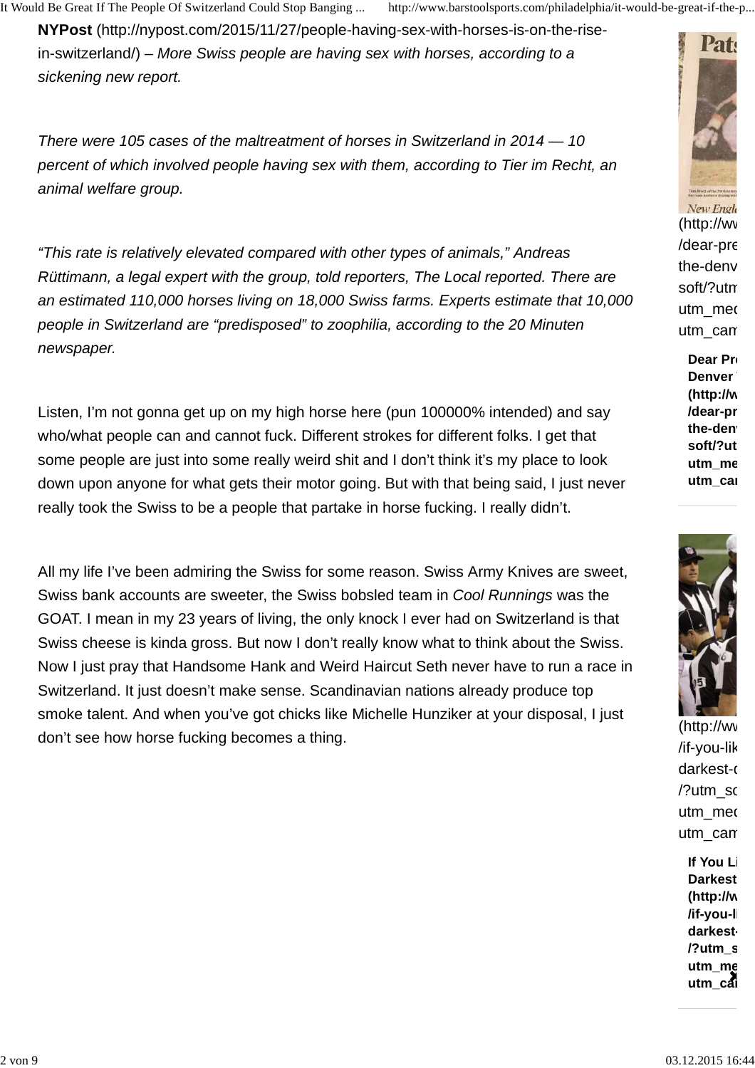**NYPost** (http://nypost.com/2015/11/27/people-having-sex-with-horses-is-on-the-rise-in-switzerland/) – *More Swiss people are having sex with horses, according to a sickening new report.*

*There were 105 cases of the maltreatment of horses in Switzerland in 2014 — 10 percent of which involved people having sex with them, according to Tier im Recht, an animal welfare group.*

*"This rate is relatively elevated compared with other types of animals," Andreas Rüttimann, a legal expert with the group, told reporters, The Local reported. There are an estimated 110,000 horses living on 18,000 Swiss farms. Experts estimate that 10,000 people in Switzerland are "predisposed" to zoophilia, according to the 20 Minuten newspaper.*

Listen, I'm not gonna get up on my high horse here (pun 100000% intended) and say who/what people can and cannot fuck. Different strokes for different folks. I get that some people are just into some really weird shit and I don't think it's my place to look down upon anyone for what gets their motor going. But with that being said, I just never really took the Swiss to be a people that partake in horse fucking. I really didn't.

All my life I've been admiring the Swiss for some reason. Swiss Army Knives are sweet, Swiss bank accounts are sweeter, the Swiss bobsled team in *Cool Runnings* was the GOAT. I mean in my 23 years of living, the only knock I ever had on Switzerland is that Swiss cheese is kinda gross. But now I don't really know what to think about the Swiss. Now I just pray that Handsome Hank and Weird Haircut Seth never have to run a race in Switzerland. It just doesn't make sense. Scandinavian nations already produce top smoke talent. And when you've got chicks like Michelle Hunziker at your disposal, I just don't see how horse fucking becomes a thing.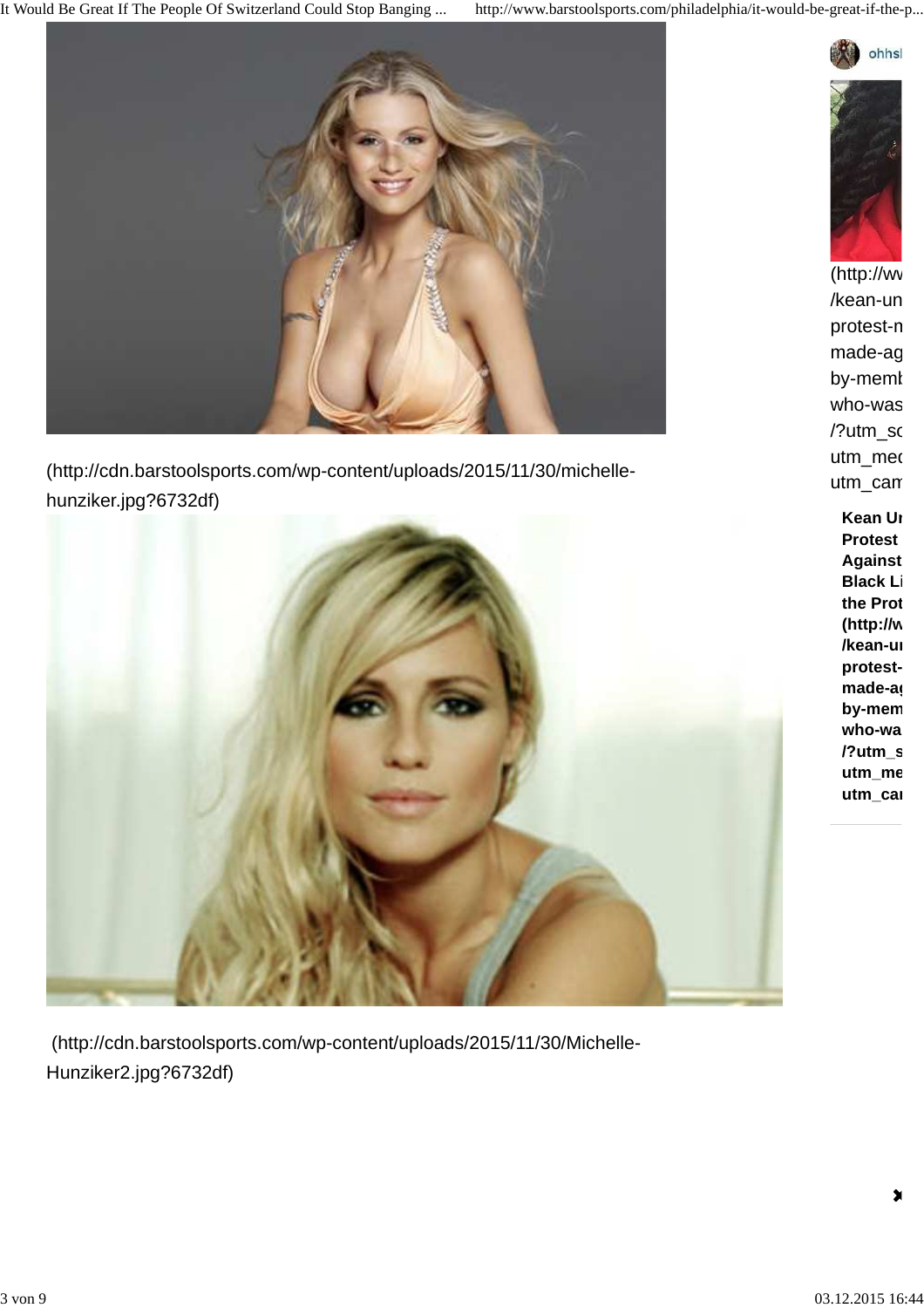(http://cdn.barstoolsports.com/wp-content/uploads/2015/11/30/michelle-hunziker.jpg?6732df)

(http://cdn.barstoolsports.com/wp-content/uploads/2015/11/30/Michelle-Hunziker2.jpg?6732df)

ohhs

(http://ww /kean-un protest-m made-ag by-memb who-was /?utm_so utm_med utm_cam

**Kean Ur Protest Against Black Li the Prot (http://w /kean-ur protest- made-ag by-mem who-wa /?utm_s utm_me utm_car**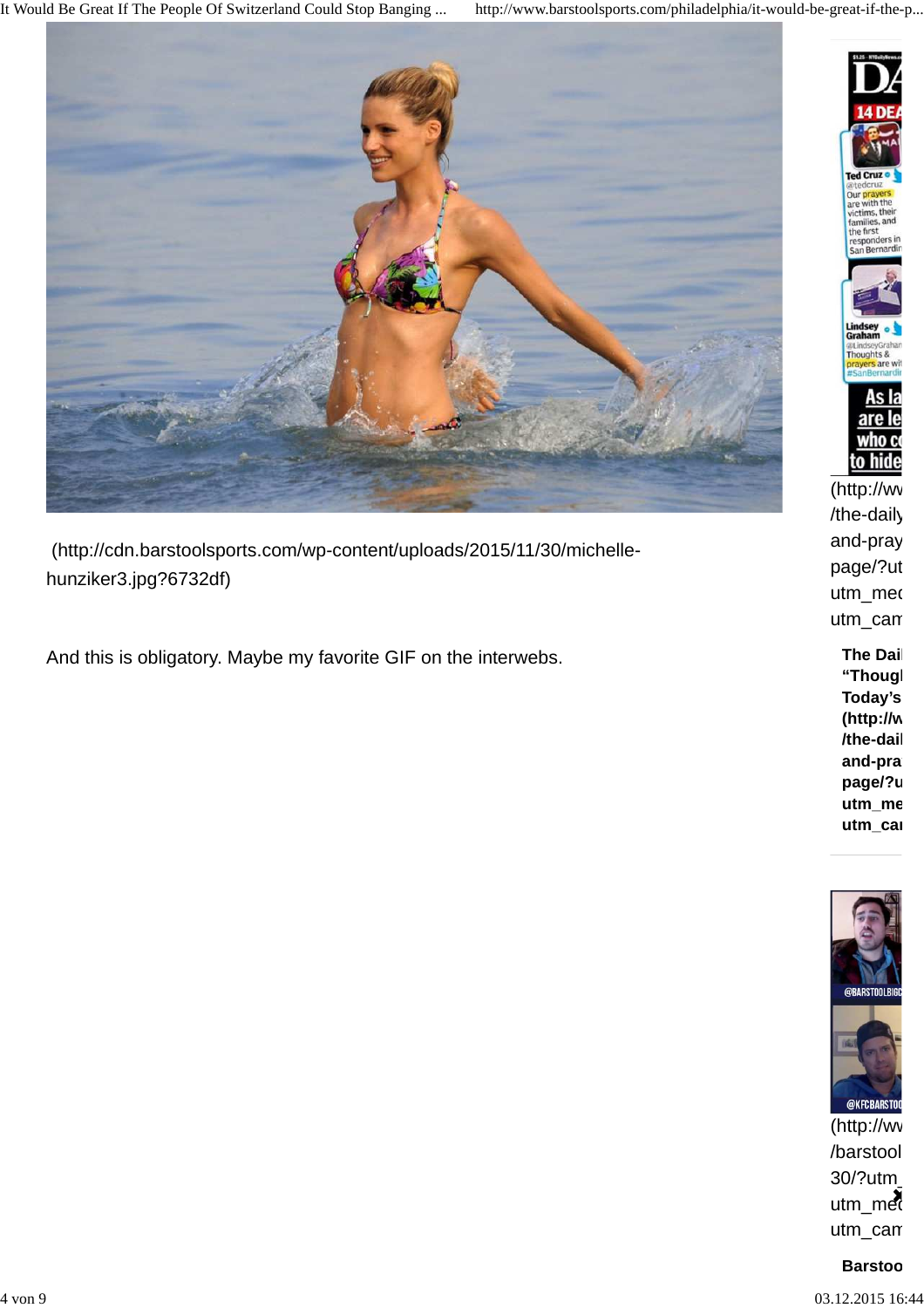(http://cdn.barstoolsports.com/wp-content/uploads/2015/11/30/michelle-hunziker3.jpg?6732df)

And this is obligatory. Maybe my favorite GIF on the interwebs.